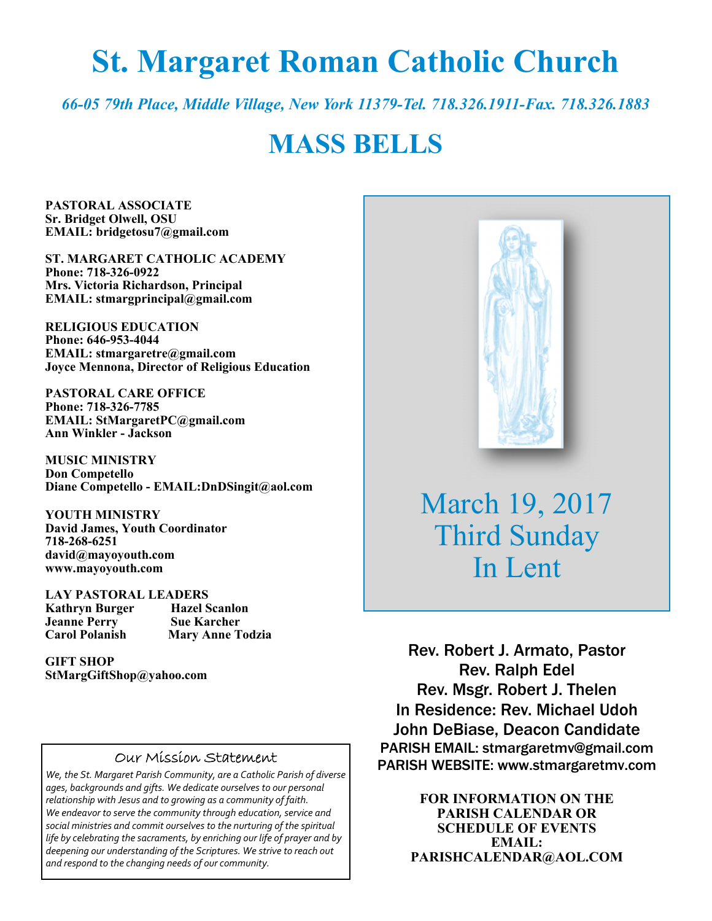# St. Margaret Roman Catholic Church

*66-05 79th Place, Middle Village, New York 11379-Tel. 718.326.1911-Fax. 718.326.1883*

# MASS BELLS

**PASTORAL ASSOCIATE**
**Sr. Bridget Olwell, OSU**
**EMAIL: bridgetosu7@gmail.com**

**ST. MARGARET CATHOLIC ACADEMY**
**Phone: 718-326-0922**
**Mrs. Victoria Richardson, Principal**
**EMAIL: stmargprincipal@gmail.com**

**RELIGIOUS EDUCATION**
**Phone: 646-953-4044**
**EMAIL: stmargaretre@gmail.com**
**Joyce Mennona, Director of Religious Education**

**PASTORAL CARE OFFICE**
**Phone: 718-326-7785**
**EMAIL: StMargaretPC@gmail.com**
**Ann Winkler - Jackson**

**MUSIC MINISTRY**
**Don Competello**
**Diane Competello - EMAIL:DnDSingit@aol.com**

**YOUTH MINISTRY**
**David James, Youth Coordinator**
**718-268-6251**
**david@mayoyouth.com**
**www.mayoyouth.com**

**LAY PASTORAL LEADERS**

| | |
|---|---|
| **Kathryn Burger** | **Hazel Scanlon** |
| **Jeanne Perry** | **Sue Karcher** |
| **Carol Polanish** | **Mary Anne Todzia** |

**GIFT SHOP**
**StMargGiftShop@yahoo.com**

### Our Mission Statement

*We, the St. Margaret Parish Community, are a Catholic Parish of diverse ages, backgrounds and gifts. We dedicate ourselves to our personal relationship with Jesus and to growing as a community of faith. We endeavor to serve the community through education, service and social ministries and commit ourselves to the nurturing of the spiritual life by celebrating the sacraments, by enriching our life of prayer and by deepening our understanding of the Scriptures. We strive to reach out and respond to the changing needs of our community.*

## March 19, 2017
## Third Sunday
## In Lent

Rev. Robert J. Armato, Pastor
Rev. Ralph Edel
Rev. Msgr. Robert J. Thelen
In Residence: Rev. Michael Udoh
John DeBiase, Deacon Candidate
PARISH EMAIL: stmargaretmv@gmail.com
PARISH WEBSITE: www.stmargaretmv.com

**FOR INFORMATION ON THE PARISH CALENDAR OR SCHEDULE OF EVENTS EMAIL: PARISHCALENDAR@AOL.COM**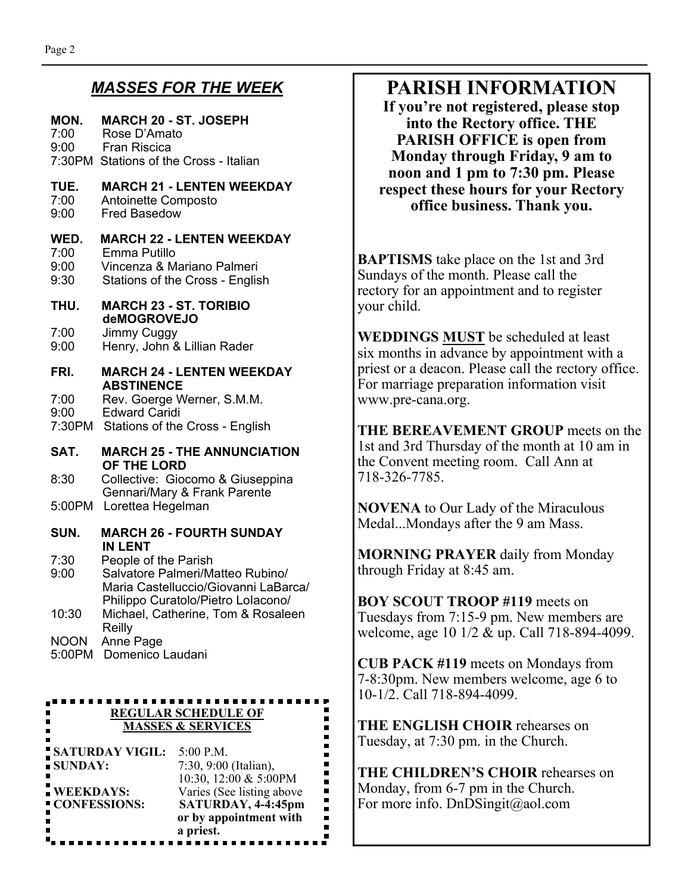## *MASSES FOR THE WEEK*

**MON. MARCH 20 - ST. JOSEPH**
7:00 Rose D'Amato
9:00 Fran Riscica
7:30PM Stations of the Cross - Italian

**TUE. MARCH 21 - LENTEN WEEKDAY**
7:00 Antoinette Composto
9:00 Fred Basedow

**WED. MARCH 22 - LENTEN WEEKDAY**
7:00 Emma Putillo
9:00 Vincenza & Mariano Palmeri
9:30 Stations of the Cross - English

**THU. MARCH 23 - ST. TORIBIO deMOGROVEJO**
7:00 Jimmy Cuggy
9:00 Henry, John & Lillian Rader

**FRI. MARCH 24 - LENTEN WEEKDAY ABSTINENCE**
7:00 Rev. Goerge Werner, S.M.M.
9:00 Edward Caridi
7:30PM Stations of the Cross - English

**SAT. MARCH 25 - THE ANNUNCIATION OF THE LORD**
8:30 Collective: Giocomo & Giuseppina Gennari/Mary & Frank Parente
5:00PM Lorettea Hegelman

**SUN. MARCH 26 - FOURTH SUNDAY IN LENT**
7:30 People of the Parish
9:00 Salvatore Palmeri/Matteo Rubino/ Maria Castelluccio/Giovanni LaBarca/ Philippo Curatolo/Pietro LoIacono/
10:30 Michael, Catherine, Tom & Rosaleen Reilly
NOON Anne Page
5:00PM Domenico Laudani

**REGULAR SCHEDULE OF MASSES & SERVICES**

| | |
|---|---|
| **SATURDAY VIGIL:** | 5:00 P.M. |
| **SUNDAY:** | 7:30, 9:00 (Italian), 10:30, 12:00 & 5:00PM |
| **WEEKDAYS:** | Varies (See listing above |
| **CONFESSIONS:** | **SATURDAY, 4-4:45pm or by appointment with a priest.** |

# PARISH INFORMATION

**If you're not registered, please stop into the Rectory office. THE PARISH OFFICE is open from Monday through Friday, 9 am to noon and 1 pm to 7:30 pm. Please respect these hours for your Rectory office business. Thank you.**

**BAPTISMS** take place on the 1st and 3rd Sundays of the month. Please call the rectory for an appointment and to register your child.

**WEDDINGS MUST** be scheduled at least six months in advance by appointment with a priest or a deacon. Please call the rectory office. For marriage preparation information visit www.pre-cana.org.

**THE BEREAVEMENT GROUP** meets on the 1st and 3rd Thursday of the month at 10 am in the Convent meeting room. Call Ann at 718-326-7785.

**NOVENA** to Our Lady of the Miraculous Medal...Mondays after the 9 am Mass.

**MORNING PRAYER** daily from Monday through Friday at 8:45 am.

**BOY SCOUT TROOP #119** meets on Tuesdays from 7:15-9 pm. New members are welcome, age 10 1/2 & up. Call 718-894-4099.

**CUB PACK #119** meets on Mondays from 7-8:30pm. New members welcome, age 6 to 10-1/2. Call 718-894-4099.

**THE ENGLISH CHOIR** rehearses on Tuesday, at 7:30 pm. in the Church.

**THE CHILDREN'S CHOIR** rehearses on Monday, from 6-7 pm in the Church. For more info. DnDSingit@aol.com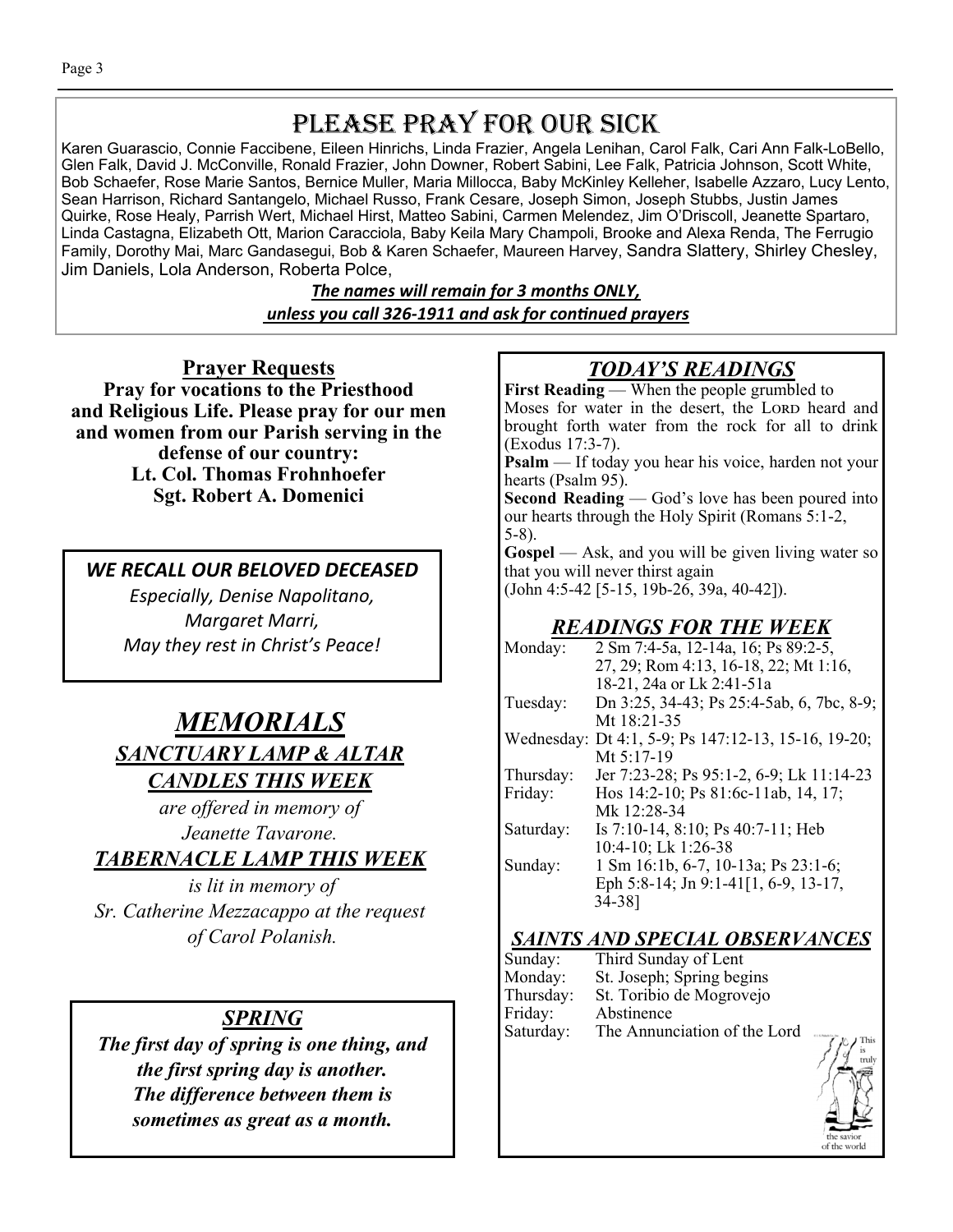# PLEASE PRAY FOR OUR SICK

Karen Guarascio, Connie Faccibene, Eileen Hinrichs, Linda Frazier, Angela Lenihan, Carol Falk, Cari Ann Falk-LoBello, Glen Falk, David J. McConville, Ronald Frazier, John Downer, Robert Sabini, Lee Falk, Patricia Johnson, Scott White, Bob Schaefer, Rose Marie Santos, Bernice Muller, Maria Millocca, Baby McKinley Kelleher, Isabelle Azzaro, Lucy Lento, Sean Harrison, Richard Santangelo, Michael Russo, Frank Cesare, Joseph Simon, Joseph Stubbs, Justin James Quirke, Rose Healy, Parrish Wert, Michael Hirst, Matteo Sabini, Carmen Melendez, Jim O'Driscoll, Jeanette Spartaro, Linda Castagna, Elizabeth Ott, Marion Caracciola, Baby Keila Mary Champoli, Brooke and Alexa Renda, The Ferrugio Family, Dorothy Mai, Marc Gandasegui, Bob & Karen Schaefer, Maureen Harvey, Sandra Slattery, Shirley Chesley, Jim Daniels, Lola Anderson, Roberta Polce,

***The names will remain for 3 months ONLY,***
***unless you call 326-1911 and ask for continued prayers***

## Prayer Requests

**Pray for vocations to the Priesthood and Religious Life. Please pray for our men and women from our Parish serving in the defense of our country:**
**Lt. Col. Thomas Frohnhoefer**
**Sgt. Robert A. Domenici**

### *WE RECALL OUR BELOVED DECEASED*

*Especially, Denise Napolitano,*
*Margaret Marri,*
*May they rest in Christ's Peace!*

## *MEMORIALS*

### *SANCTUARY LAMP & ALTAR CANDLES THIS WEEK*

*are offered in memory of*
*Jeanette Tavarone.*

### *TABERNACLE LAMP THIS WEEK*

*is lit in memory of*
*Sr. Catherine Mezzacappo at the request of Carol Polanish.*

### *SPRING*

***The first day of spring is one thing, and the first spring day is another. The difference between them is sometimes as great as a month.***

## *TODAY'S READINGS*

**First Reading** — When the people grumbled to Moses for water in the desert, the LORD heard and brought forth water from the rock for all to drink (Exodus 17:3-7).

**Psalm** — If today you hear his voice, harden not your hearts (Psalm 95).

**Second Reading** — God's love has been poured into our hearts through the Holy Spirit (Romans 5:1-2, 5-8).

**Gospel** — Ask, and you will be given living water so that you will never thirst again (John 4:5-42 [5-15, 19b-26, 39a, 40-42]).

## *READINGS FOR THE WEEK*

| | |
|---|---|
| Monday: | 2 Sm 7:4-5a, 12-14a, 16; Ps 89:2-5, 27, 29; Rom 4:13, 16-18, 22; Mt 1:16, 18-21, 24a or Lk 2:41-51a |
| Tuesday: | Dn 3:25, 34-43; Ps 25:4-5ab, 6, 7bc, 8-9; Mt 18:21-35 |
| Wednesday: | Dt 4:1, 5-9; Ps 147:12-13, 15-16, 19-20; Mt 5:17-19 |
| Thursday: | Jer 7:23-28; Ps 95:1-2, 6-9; Lk 11:14-23 |
| Friday: | Hos 14:2-10; Ps 81:6c-11ab, 14, 17; Mk 12:28-34 |
| Saturday: | Is 7:10-14, 8:10; Ps 40:7-11; Heb 10:4-10; Lk 1:26-38 |
| Sunday: | 1 Sm 16:1b, 6-7, 10-13a; Ps 23:1-6; Eph 5:8-14; Jn 9:1-41[1, 6-9, 13-17, 34-38] |

## *SAINTS AND SPECIAL OBSERVANCES*

| | |
|---|---|
| Sunday: | Third Sunday of Lent |
| Monday: | St. Joseph; Spring begins |
| Thursday: | St. Toribio de Mogrovejo |
| Friday: | Abstinence |
| Saturday: | The Annunciation of the Lord |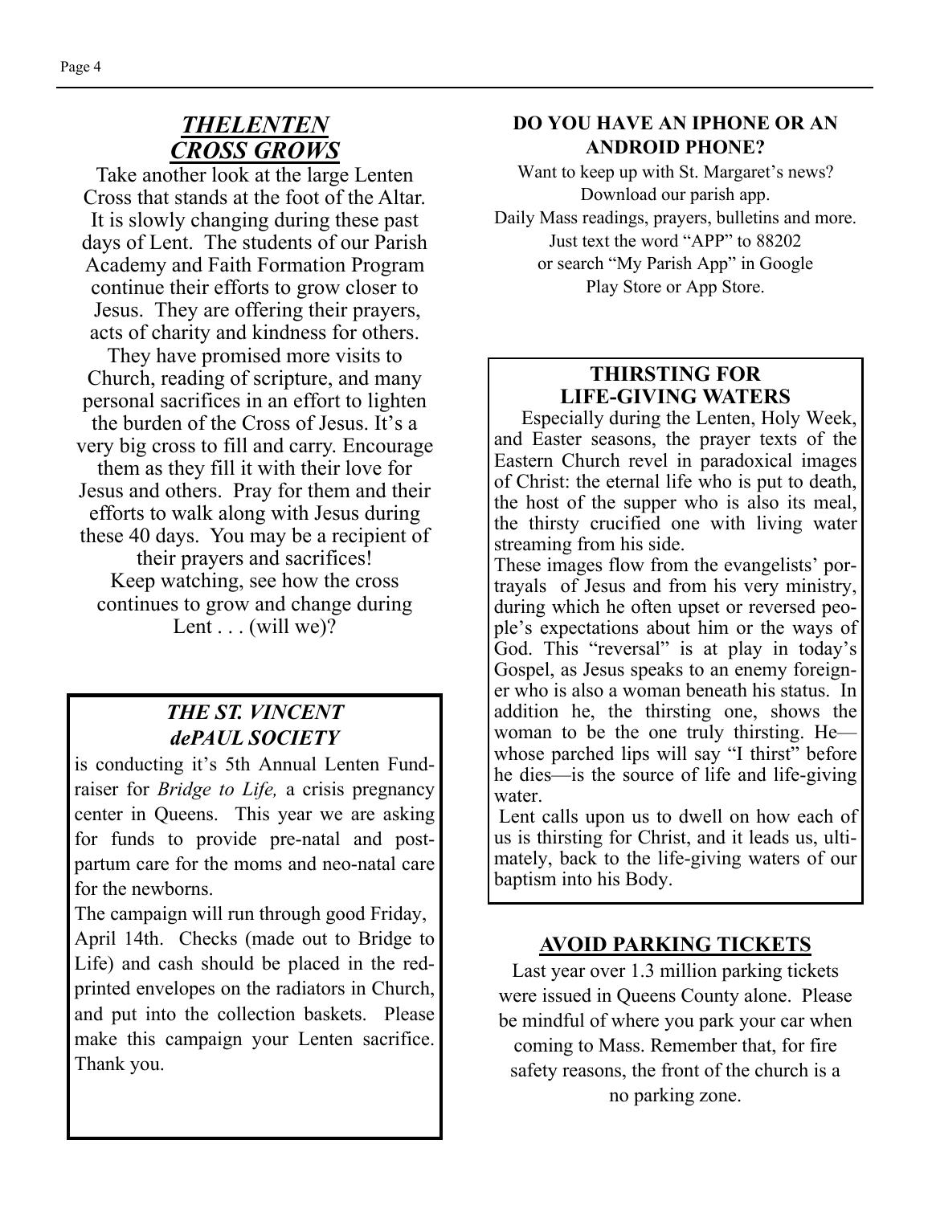## *THELENTEN CROSS GROWS*

Take another look at the large Lenten Cross that stands at the foot of the Altar. It is slowly changing during these past days of Lent. The students of our Parish Academy and Faith Formation Program continue their efforts to grow closer to Jesus. They are offering their prayers, acts of charity and kindness for others. They have promised more visits to Church, reading of scripture, and many personal sacrifices in an effort to lighten the burden of the Cross of Jesus. It's a very big cross to fill and carry. Encourage them as they fill it with their love for Jesus and others. Pray for them and their efforts to walk along with Jesus during these 40 days. You may be a recipient of their prayers and sacrifices!
Keep watching, see how the cross continues to grow and change during Lent . . . (will we)?

## *THE ST. VINCENT dePAUL SOCIETY*

is conducting it's 5th Annual Lenten Fundraiser for *Bridge to Life,* a crisis pregnancy center in Queens. This year we are asking for funds to provide pre-natal and post-partum care for the moms and neo-natal care for the newborns.

The campaign will run through good Friday, April 14th. Checks (made out to Bridge to Life) and cash should be placed in the red-printed envelopes on the radiators in Church, and put into the collection baskets. Please make this campaign your Lenten sacrifice. Thank you.

## DO YOU HAVE AN IPHONE OR AN ANDROID PHONE?

Want to keep up with St. Margaret's news?
Download our parish app.
Daily Mass readings, prayers, bulletins and more.
Just text the word "APP" to 88202
or search "My Parish App" in Google Play Store or App Store.

## THIRSTING FOR LIFE-GIVING WATERS

Especially during the Lenten, Holy Week, and Easter seasons, the prayer texts of the Eastern Church revel in paradoxical images of Christ: the eternal life who is put to death, the host of the supper who is also its meal, the thirsty crucified one with living water streaming from his side.

These images flow from the evangelists' portrayals of Jesus and from his very ministry, during which he often upset or reversed people's expectations about him or the ways of God. This "reversal" is at play in today's Gospel, as Jesus speaks to an enemy foreigner who is also a woman beneath his status. In addition he, the thirsting one, shows the woman to be the one truly thirsting. He—whose parched lips will say "I thirst" before he dies—is the source of life and life-giving water.

Lent calls upon us to dwell on how each of us is thirsting for Christ, and it leads us, ultimately, back to the life-giving waters of our baptism into his Body.

## AVOID PARKING TICKETS

Last year over 1.3 million parking tickets were issued in Queens County alone. Please be mindful of where you park your car when coming to Mass. Remember that, for fire safety reasons, the front of the church is a no parking zone.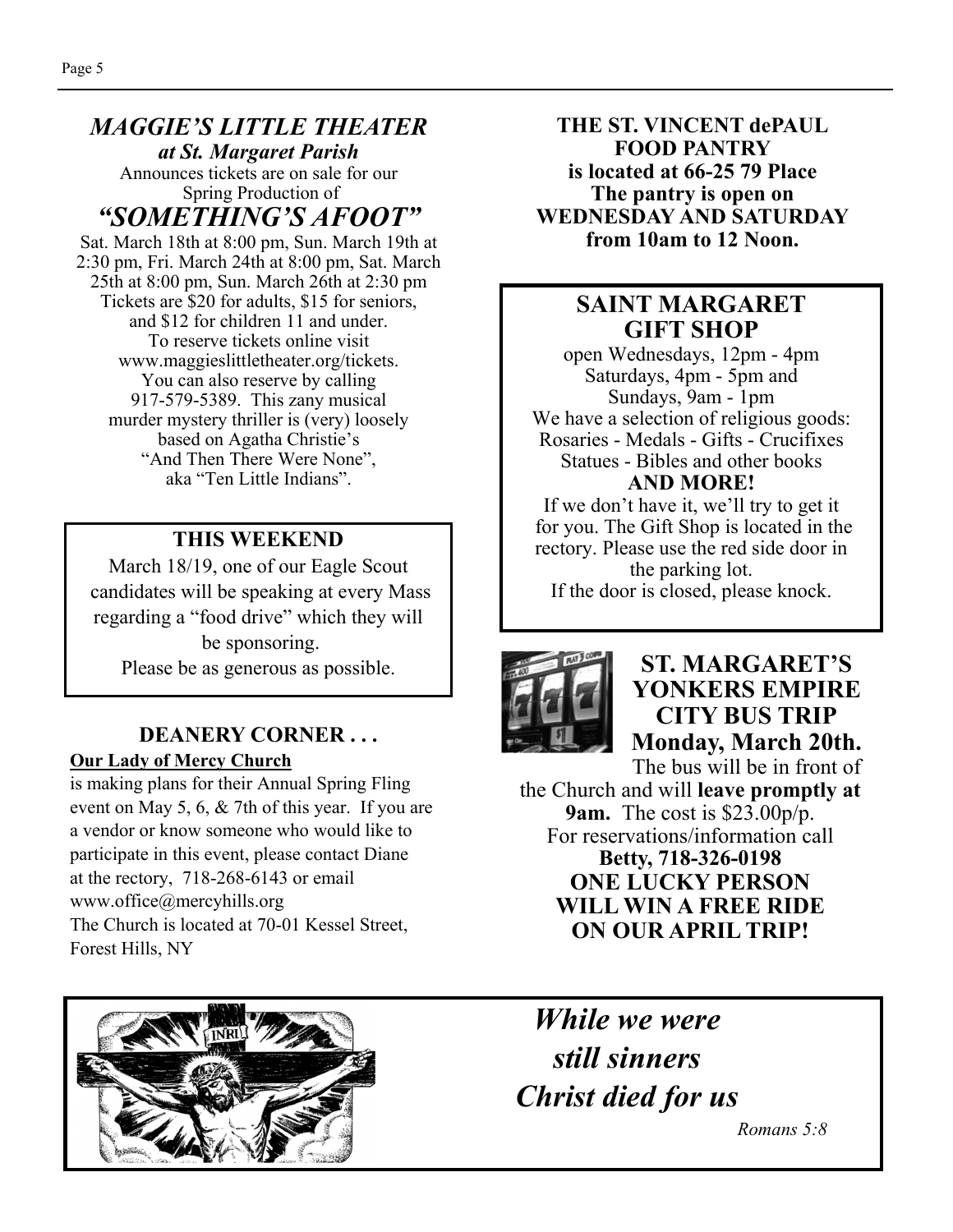## *MAGGIE'S LITTLE THEATER*

### *at St. Margaret Parish*

Announces tickets are on sale for our Spring Production of

## *"SOMETHING'S AFOOT"*

Sat. March 18th at 8:00 pm, Sun. March 19th at 2:30 pm, Fri. March 24th at 8:00 pm, Sat. March 25th at 8:00 pm, Sun. March 26th at 2:30 pm Tickets are $20 for adults, $15 for seniors, and $12 for children 11 and under. To reserve tickets online visit www.maggieslittletheater.org/tickets. You can also reserve by calling 917-579-5389. This zany musical murder mystery thriller is (very) loosely based on Agatha Christie's "And Then There Were None", aka "Ten Little Indians".

### THIS WEEKEND

March 18/19, one of our Eagle Scout candidates will be speaking at every Mass regarding a "food drive" which they will be sponsoring.
Please be as generous as possible.

### DEANERY CORNER . . .

**Our Lady of Mercy Church**

is making plans for their Annual Spring Fling event on May 5, 6, & 7th of this year. If you are a vendor or know someone who would like to participate in this event, please contact Diane at the rectory, 718-268-6143 or email www.office@mercyhills.org
The Church is located at 70-01 Kessel Street, Forest Hills, NY

**THE ST. VINCENT dePAUL FOOD PANTRY is located at 66-25 79 Place The pantry is open on WEDNESDAY AND SATURDAY from 10am to 12 Noon.**

## SAINT MARGARET GIFT SHOP

open Wednesdays, 12pm - 4pm
Saturdays, 4pm - 5pm and
Sundays, 9am - 1pm
We have a selection of religious goods:
Rosaries - Medals - Gifts - Crucifixes
Statues - Bibles and other books
**AND MORE!**
If we don't have it, we'll try to get it for you. The Gift Shop is located in the rectory. Please use the red side door in the parking lot.
If the door is closed, please knock.

## ST. MARGARET'S YONKERS EMPIRE CITY BUS TRIP Monday, March 20th.

The bus will be in front of the Church and will **leave promptly at 9am.** The cost is $23.00p/p.
For reservations/information call
**Betty, 718-326-0198**
**ONE LUCKY PERSON WILL WIN A FREE RIDE ON OUR APRIL TRIP!**

***While we were still sinners Christ died for us***

*Romans 5:8*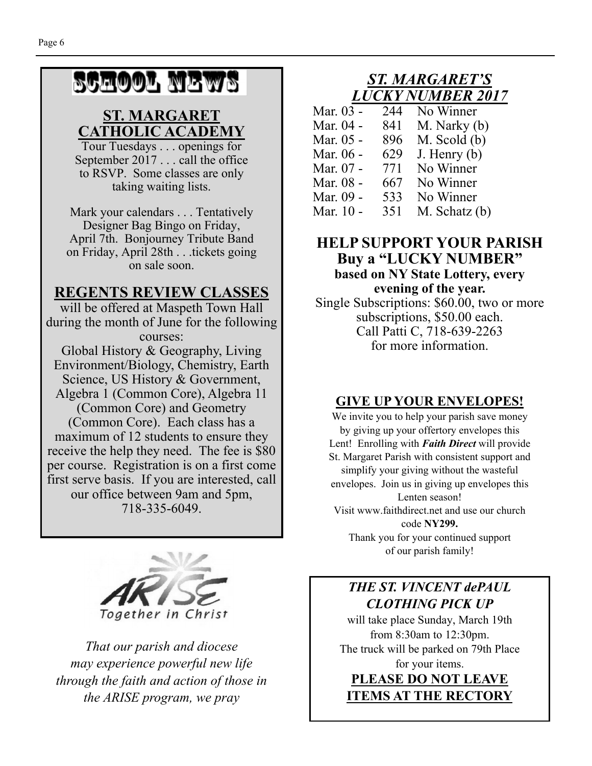# SCHOOL NEWS

## ST. MARGARET CATHOLIC ACADEMY

Tour Tuesdays . . . openings for September 2017 . . . call the office to RSVP. Some classes are only taking waiting lists.

Mark your calendars . . . Tentatively Designer Bag Bingo on Friday, April 7th. Bonjourney Tribute Band on Friday, April 28th . . .tickets going on sale soon.

## REGENTS REVIEW CLASSES

will be offered at Maspeth Town Hall during the month of June for the following courses:
Global History & Geography, Living Environment/Biology, Chemistry, Earth Science, US History & Government, Algebra 1 (Common Core), Algebra 11 (Common Core) and Geometry (Common Core). Each class has a maximum of 12 students to ensure they receive the help they need. The fee is $80 per course. Registration is on a first come first serve basis. If you are interested, call our office between 9am and 5pm, 718-335-6049.

ARISE Together in Christ

*That our parish and diocese may experience powerful new life through the faith and action of those in the ARISE program, we pray*

## *ST. MARGARET'S LUCKY NUMBER 2017*

| | | |
|---|---|---|
| Mar. 03 - | 244 | No Winner |
| Mar. 04 - | 841 | M. Narky (b) |
| Mar. 05 - | 896 | M. Scold (b) |
| Mar. 06 - | 629 | J. Henry (b) |
| Mar. 07 - | 771 | No Winner |
| Mar. 08 - | 667 | No Winner |
| Mar. 09 - | 533 | No Winner |
| Mar. 10 - | 351 | M. Schatz (b) |

## HELP SUPPORT YOUR PARISH Buy a "LUCKY NUMBER"

**based on NY State Lottery, every evening of the year.**

Single Subscriptions: $60.00, two or more subscriptions, $50.00 each.
Call Patti C, 718-639-2263 for more information.

## GIVE UP YOUR ENVELOPES!

We invite you to help your parish save money by giving up your offertory envelopes this Lent! Enrolling with ***Faith Direct*** will provide St. Margaret Parish with consistent support and simplify your giving without the wasteful envelopes. Join us in giving up envelopes this Lenten season!
Visit www.faithdirect.net and use our church code **NY299.**
Thank you for your continued support of our parish family!

## *THE ST. VINCENT dePAUL CLOTHING PICK UP*

will take place Sunday, March 19th from 8:30am to 12:30pm.
The truck will be parked on 79th Place for your items.

**PLEASE DO NOT LEAVE ITEMS AT THE RECTORY**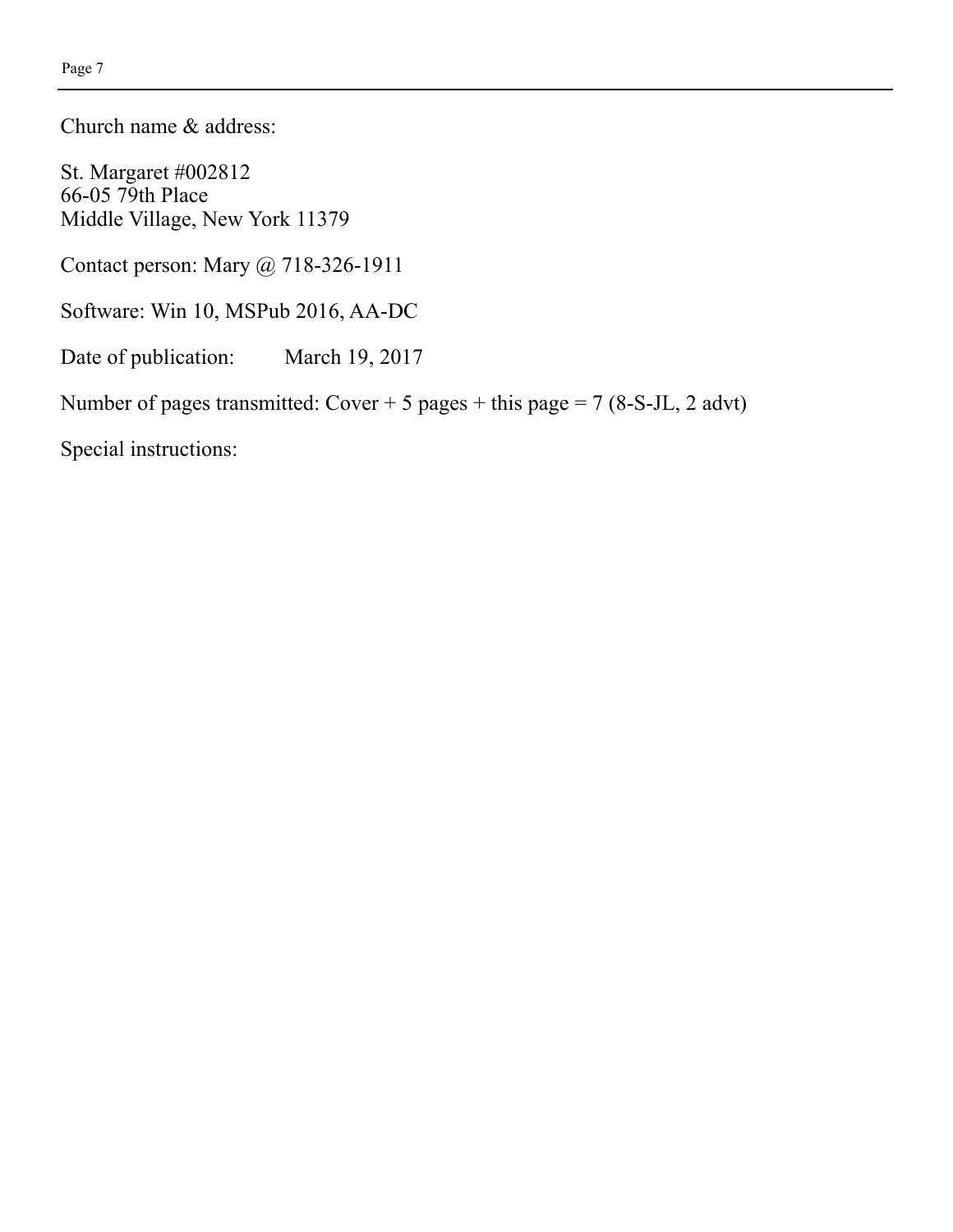Church name & address:

St. Margaret #002812
66-05 79th Place
Middle Village, New York 11379

Contact person: Mary @ 718-326-1911

Software: Win 10, MSPub 2016, AA-DC

Date of publication: March 19, 2017

Number of pages transmitted: Cover + 5 pages + this page = 7 (8-S-JL, 2 advt)

Special instructions: